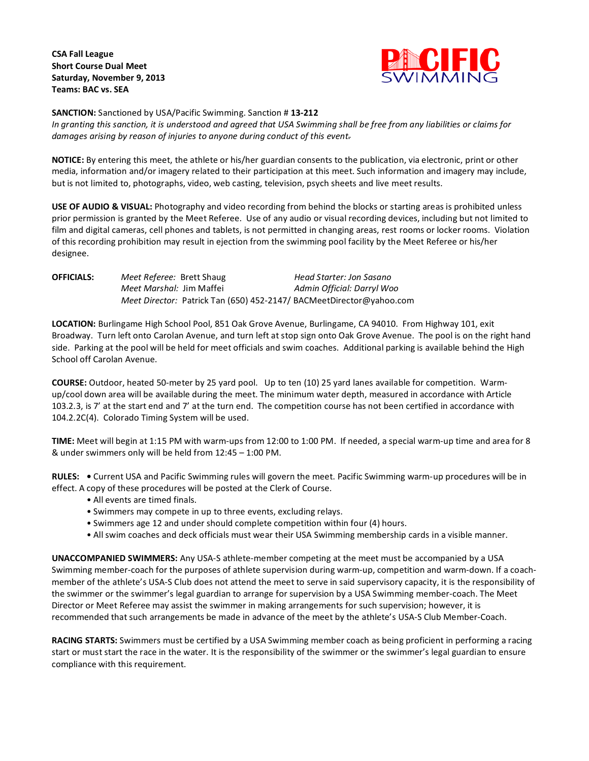**CSA Fall League**
**Short Course Dual Meet**
**Saturday, November 9, 2013**
**Teams: BAC vs. SEA**

**SANCTION:** Sanctioned by USA/Pacific Swimming. Sanction # **13-212**
*In granting this sanction, it is understood and agreed that USA Swimming shall be free from any liabilities or claims for damages arising by reason of injuries to anyone during conduct of this event.*

**NOTICE:** By entering this meet, the athlete or his/her guardian consents to the publication, via electronic, print or other media, information and/or imagery related to their participation at this meet. Such information and imagery may include, but is not limited to, photographs, video, web casting, television, psych sheets and live meet results.

**USE OF AUDIO & VISUAL:** Photography and video recording from behind the blocks or starting areas is prohibited unless prior permission is granted by the Meet Referee. Use of any audio or visual recording devices, including but not limited to film and digital cameras, cell phones and tablets, is not permitted in changing areas, rest rooms or locker rooms. Violation of this recording prohibition may result in ejection from the swimming pool facility by the Meet Referee or his/her designee.

**OFFICIALS:**
*Meet Referee:* Brett Shaug — *Head Starter: Jon Sasano*
*Meet Marshal:* Jim Maffei — *Admin Official: Darryl Woo*
*Meet Director:* Patrick Tan (650) 452-2147/ BACMeetDirector@yahoo.com

**LOCATION:** Burlingame High School Pool, 851 Oak Grove Avenue, Burlingame, CA 94010. From Highway 101, exit Broadway. Turn left onto Carolan Avenue, and turn left at stop sign onto Oak Grove Avenue. The pool is on the right hand side. Parking at the pool will be held for meet officials and swim coaches. Additional parking is available behind the High School off Carolan Avenue.

**COURSE:** Outdoor, heated 50-meter by 25 yard pool. Up to ten (10) 25 yard lanes available for competition. Warm-up/cool down area will be available during the meet. The minimum water depth, measured in accordance with Article 103.2.3, is 7' at the start end and 7' at the turn end. The competition course has not been certified in accordance with 104.2.2C(4). Colorado Timing System will be used.

**TIME:** Meet will begin at 1:15 PM with warm-ups from 12:00 to 1:00 PM. If needed, a special warm-up time and area for 8 & under swimmers only will be held from 12:45 – 1:00 PM.

**RULES:**
- Current USA and Pacific Swimming rules will govern the meet. Pacific Swimming warm-up procedures will be in effect. A copy of these procedures will be posted at the Clerk of Course.
- All events are timed finals.
- Swimmers may compete in up to three events, excluding relays.
- Swimmers age 12 and under should complete competition within four (4) hours.
- All swim coaches and deck officials must wear their USA Swimming membership cards in a visible manner.

**UNACCOMPANIED SWIMMERS:** Any USA-S athlete-member competing at the meet must be accompanied by a USA Swimming member-coach for the purposes of athlete supervision during warm-up, competition and warm-down. If a coach-member of the athlete's USA-S Club does not attend the meet to serve in said supervisory capacity, it is the responsibility of the swimmer or the swimmer's legal guardian to arrange for supervision by a USA Swimming member-coach. The Meet Director or Meet Referee may assist the swimmer in making arrangements for such supervision; however, it is recommended that such arrangements be made in advance of the meet by the athlete's USA-S Club Member-Coach.

**RACING STARTS:** Swimmers must be certified by a USA Swimming member coach as being proficient in performing a racing start or must start the race in the water. It is the responsibility of the swimmer or the swimmer's legal guardian to ensure compliance with this requirement.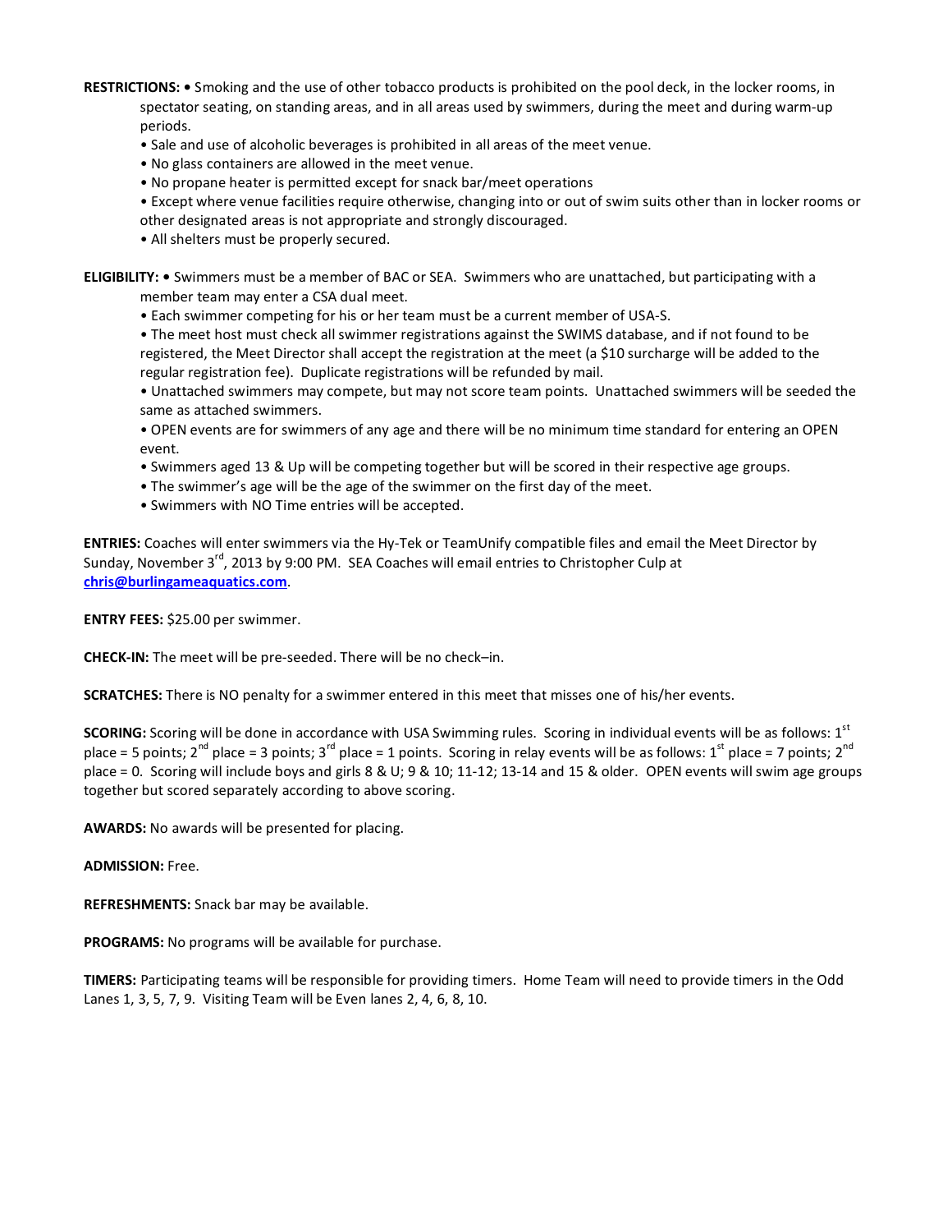**RESTRICTIONS:** • Smoking and the use of other tobacco products is prohibited on the pool deck, in the locker rooms, in spectator seating, on standing areas, and in all areas used by swimmers, during the meet and during warm-up periods.

- Sale and use of alcoholic beverages is prohibited in all areas of the meet venue.
- No glass containers are allowed in the meet venue.
- No propane heater is permitted except for snack bar/meet operations
- Except where venue facilities require otherwise, changing into or out of swim suits other than in locker rooms or other designated areas is not appropriate and strongly discouraged.
- All shelters must be properly secured.

**ELIGIBILITY:** • Swimmers must be a member of BAC or SEA. Swimmers who are unattached, but participating with a member team may enter a CSA dual meet.

- Each swimmer competing for his or her team must be a current member of USA-S.
- The meet host must check all swimmer registrations against the SWIMS database, and if not found to be registered, the Meet Director shall accept the registration at the meet (a $10 surcharge will be added to the regular registration fee). Duplicate registrations will be refunded by mail.
- Unattached swimmers may compete, but may not score team points. Unattached swimmers will be seeded the same as attached swimmers.
- OPEN events are for swimmers of any age and there will be no minimum time standard for entering an OPEN event.
- Swimmers aged 13 & Up will be competing together but will be scored in their respective age groups.
- The swimmer's age will be the age of the swimmer on the first day of the meet.
- Swimmers with NO Time entries will be accepted.

**ENTRIES:** Coaches will enter swimmers via the Hy-Tek or TeamUnify compatible files and email the Meet Director by Sunday, November 3rd, 2013 by 9:00 PM. SEA Coaches will email entries to Christopher Culp at **chris@burlingameaquatics.com**.

**ENTRY FEES:** $25.00 per swimmer.

**CHECK-IN:** The meet will be pre-seeded. There will be no check–in.

**SCRATCHES:** There is NO penalty for a swimmer entered in this meet that misses one of his/her events.

**SCORING:** Scoring will be done in accordance with USA Swimming rules. Scoring in individual events will be as follows: 1st place = 5 points; 2nd place = 3 points; 3rd place = 1 points. Scoring in relay events will be as follows: 1st place = 7 points; 2nd place = 0. Scoring will include boys and girls 8 & U; 9 & 10; 11-12; 13-14 and 15 & older. OPEN events will swim age groups together but scored separately according to above scoring.

**AWARDS:** No awards will be presented for placing.

**ADMISSION:** Free.

**REFRESHMENTS:** Snack bar may be available.

**PROGRAMS:** No programs will be available for purchase.

**TIMERS:** Participating teams will be responsible for providing timers. Home Team will need to provide timers in the Odd Lanes 1, 3, 5, 7, 9. Visiting Team will be Even lanes 2, 4, 6, 8, 10.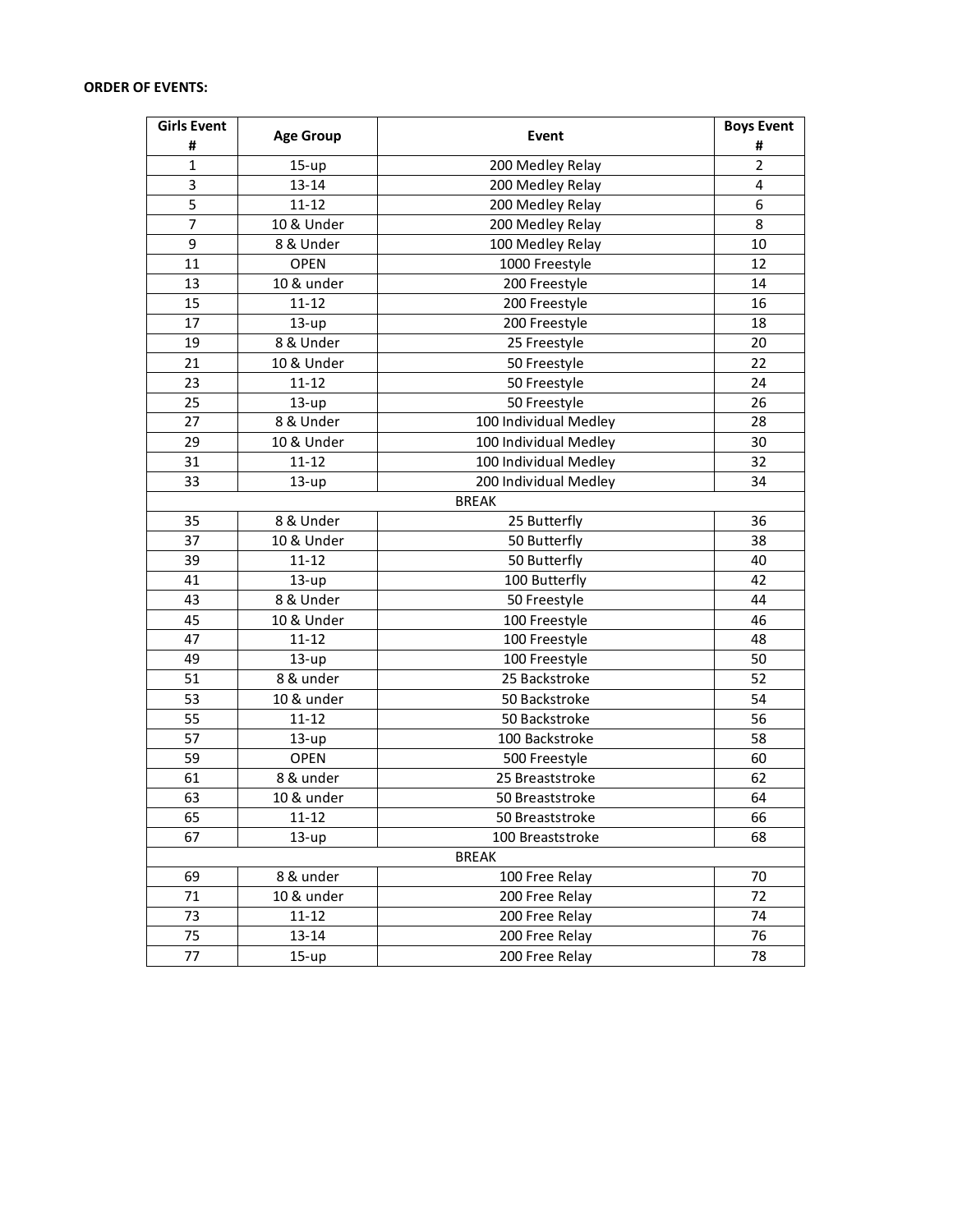**ORDER OF EVENTS:**

| Girls Event # | Age Group | Event | Boys Event # |
|---|---|---|---|
| 1 | 15-up | 200 Medley Relay | 2 |
| 3 | 13-14 | 200 Medley Relay | 4 |
| 5 | 11-12 | 200 Medley Relay | 6 |
| 7 | 10 & Under | 200 Medley Relay | 8 |
| 9 | 8 & Under | 100 Medley Relay | 10 |
| 11 | OPEN | 1000 Freestyle | 12 |
| 13 | 10 & under | 200 Freestyle | 14 |
| 15 | 11-12 | 200 Freestyle | 16 |
| 17 | 13-up | 200 Freestyle | 18 |
| 19 | 8 & Under | 25 Freestyle | 20 |
| 21 | 10 & Under | 50 Freestyle | 22 |
| 23 | 11-12 | 50 Freestyle | 24 |
| 25 | 13-up | 50 Freestyle | 26 |
| 27 | 8 & Under | 100 Individual Medley | 28 |
| 29 | 10 & Under | 100 Individual Medley | 30 |
| 31 | 11-12 | 100 Individual Medley | 32 |
| 33 | 13-up | 200 Individual Medley | 34 |
| | | BREAK | |
| 35 | 8 & Under | 25 Butterfly | 36 |
| 37 | 10 & Under | 50 Butterfly | 38 |
| 39 | 11-12 | 50 Butterfly | 40 |
| 41 | 13-up | 100 Butterfly | 42 |
| 43 | 8 & Under | 50 Freestyle | 44 |
| 45 | 10 & Under | 100 Freestyle | 46 |
| 47 | 11-12 | 100 Freestyle | 48 |
| 49 | 13-up | 100 Freestyle | 50 |
| 51 | 8 & under | 25 Backstroke | 52 |
| 53 | 10 & under | 50 Backstroke | 54 |
| 55 | 11-12 | 50 Backstroke | 56 |
| 57 | 13-up | 100 Backstroke | 58 |
| 59 | OPEN | 500 Freestyle | 60 |
| 61 | 8 & under | 25 Breaststroke | 62 |
| 63 | 10 & under | 50 Breaststroke | 64 |
| 65 | 11-12 | 50 Breaststroke | 66 |
| 67 | 13-up | 100 Breaststroke | 68 |
| | | BREAK | |
| 69 | 8 & under | 100 Free Relay | 70 |
| 71 | 10 & under | 200 Free Relay | 72 |
| 73 | 11-12 | 200 Free Relay | 74 |
| 75 | 13-14 | 200 Free Relay | 76 |
| 77 | 15-up | 200 Free Relay | 78 |